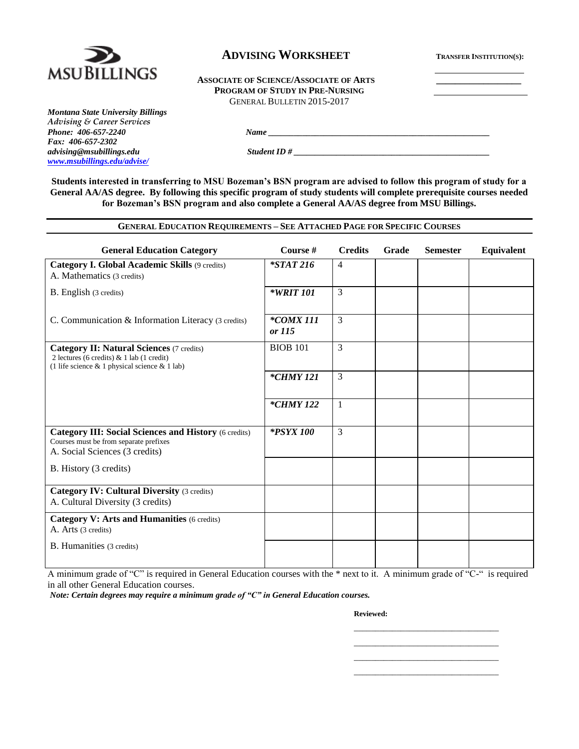MSU BILLINGS

# ADVISING WORKSHEET

**TRANSFER INSTITUTION(S):**

\_\_\_\_\_\_\_\_\_\_\_\_\_\_\_\_\_\_\_\_

\_\_\_\_\_\_\_\_\_\_\_\_\_\_\_\_\_\_\_\_

\_\_\_\_\_\_\_\_\_\_\_\_\_\_\_\_\_\_\_\_

**ASSOCIATE OF SCIENCE/ASSOCIATE OF ARTS**
**PROGRAM OF STUDY IN PRE-NURSING**
GENERAL BULLETIN 2015-2017

***Montana State University Billings***
*Advising & Career Services*
***Phone: 406-657-2240***
***Fax: 406-657-2302***
***advising@msubillings.edu***
***www.msubillings.edu/advise/***

***Name*** \_\_\_\_\_\_\_\_\_\_\_\_\_\_\_\_\_\_\_\_\_\_\_\_\_\_\_\_\_\_\_\_\_\_\_\_\_\_\_\_\_\_\_\_\_\_\_\_

***Student ID #*** \_\_\_\_\_\_\_\_\_\_\_\_\_\_\_\_\_\_\_\_\_\_\_\_\_\_\_\_\_\_\_\_\_\_\_\_\_\_\_\_\_\_\_

**Students interested in transferring to MSU Bozeman's BSN program are advised to follow this program of study for a General AA/AS degree. By following this specific program of study students will complete prerequisite courses needed for Bozeman's BSN program and also complete a General AA/AS degree from MSU Billings.**

## GENERAL EDUCATION REQUIREMENTS – SEE ATTACHED PAGE FOR SPECIFIC COURSES

| General Education Category | Course # | Credits | Grade | Semester | Equivalent |
|---|---|---|---|---|---|
| **Category I. Global Academic Skills** (9 credits) A. Mathematics (3 credits) | ***STAT 216** | 4 | | | |
| B. English (3 credits) | ***WRIT 101** | 3 | | | |
| C. Communication & Information Literacy (3 credits) | ***COMX 111 or 115** | 3 | | | |
| **Category II: Natural Sciences** (7 credits) 2 lectures (6 credits) & 1 lab (1 credit) (1 life science & 1 physical science & 1 lab) | BIOB 101 | 3 | | | |
| | ***CHMY 121** | 3 | | | |
| | ***CHMY 122** | 1 | | | |
| **Category III: Social Sciences and History** (6 credits) Courses must be from separate prefixes A. Social Sciences (3 credits) | ***PSYX 100** | 3 | | | |
| B. History (3 credits) | | | | | |
| **Category IV: Cultural Diversity** (3 credits) A. Cultural Diversity (3 credits) | | | | | |
| **Category V: Arts and Humanities** (6 credits) A. Arts (3 credits) | | | | | |
| B. Humanities (3 credits) | | | | | |

A minimum grade of "C" is required in General Education courses with the * next to it. A minimum grade of "C-" is required in all other General Education courses.

***Note: Certain degrees may require a minimum grade of "C" in General Education courses.***

**Reviewed:**

\_\_\_\_\_\_\_\_\_\_\_\_\_\_\_\_\_\_\_\_\_\_\_\_\_\_\_\_\_\_\_\_

\_\_\_\_\_\_\_\_\_\_\_\_\_\_\_\_\_\_\_\_\_\_\_\_\_\_\_\_\_\_\_\_

\_\_\_\_\_\_\_\_\_\_\_\_\_\_\_\_\_\_\_\_\_\_\_\_\_\_\_\_\_\_\_\_

\_\_\_\_\_\_\_\_\_\_\_\_\_\_\_\_\_\_\_\_\_\_\_\_\_\_\_\_\_\_\_\_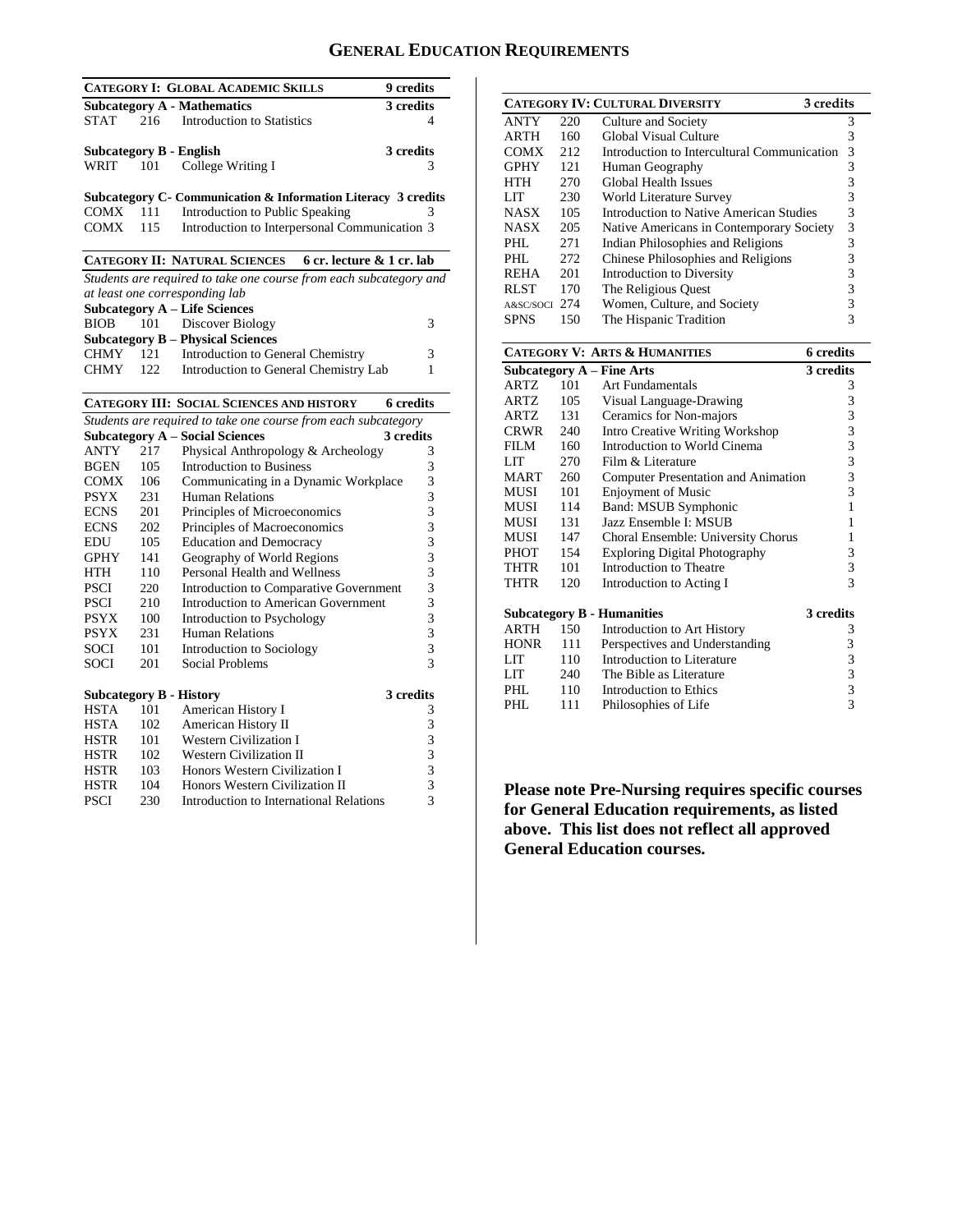# GENERAL EDUCATION REQUIREMENTS

| CATEGORY I: GLOBAL ACADEMIC SKILLS | | | 9 credits |
|---|---|---|---|
| **Subcategory A - Mathematics** | | | **3 credits** |
| STAT | 216 | Introduction to Statistics | 4 |
| **Subcategory B - English** | | | **3 credits** |
| WRIT | 101 | College Writing I | 3 |
| **Subcategory C- Communication & Information Literacy** | | | **3 credits** |
| COMX | 111 | Introduction to Public Speaking | 3 |
| COMX | 115 | Introduction to Interpersonal Communication | 3 |

| CATEGORY II: NATURAL SCIENCES | | | 6 cr. lecture & 1 cr. lab |
|---|---|---|---|
| *Students are required to take one course from each subcategory and at least one corresponding lab* | | | |
| **Subcategory A – Life Sciences** | | | |
| BIOB | 101 | Discover Biology | 3 |
| **Subcategory B – Physical Sciences** | | | |
| CHMY | 121 | Introduction to General Chemistry | 3 |
| CHMY | 122 | Introduction to General Chemistry Lab | 1 |

| CATEGORY III: SOCIAL SCIENCES AND HISTORY | | | 6 credits |
|---|---|---|---|
| *Students are required to take one course from each subcategory* | | | |
| **Subcategory A – Social Sciences** | | | **3 credits** |
| ANTY | 217 | Physical Anthropology & Archeology | 3 |
| BGEN | 105 | Introduction to Business | 3 |
| COMX | 106 | Communicating in a Dynamic Workplace | 3 |
| PSYX | 231 | Human Relations | 3 |
| ECNS | 201 | Principles of Microeconomics | 3 |
| ECNS | 202 | Principles of Macroeconomics | 3 |
| EDU | 105 | Education and Democracy | 3 |
| GPHY | 141 | Geography of World Regions | 3 |
| HTH | 110 | Personal Health and Wellness | 3 |
| PSCI | 220 | Introduction to Comparative Government | 3 |
| PSCI | 210 | Introduction to American Government | 3 |
| PSYX | 100 | Introduction to Psychology | 3 |
| PSYX | 231 | Human Relations | 3 |
| SOCI | 101 | Introduction to Sociology | 3 |
| SOCI | 201 | Social Problems | 3 |
| **Subcategory B - History** | | | **3 credits** |
| HSTA | 101 | American History I | 3 |
| HSTA | 102 | American History II | 3 |
| HSTR | 101 | Western Civilization I | 3 |
| HSTR | 102 | Western Civilization II | 3 |
| HSTR | 103 | Honors Western Civilization I | 3 |
| HSTR | 104 | Honors Western Civilization II | 3 |
| PSCI | 230 | Introduction to International Relations | 3 |

| CATEGORY IV: CULTURAL DIVERSITY | | | 3 credits |
|---|---|---|---|
| ANTY | 220 | Culture and Society | 3 |
| ARTH | 160 | Global Visual Culture | 3 |
| COMX | 212 | Introduction to Intercultural Communication | 3 |
| GPHY | 121 | Human Geography | 3 |
| HTH | 270 | Global Health Issues | 3 |
| LIT | 230 | World Literature Survey | 3 |
| NASX | 105 | Introduction to Native American Studies | 3 |
| NASX | 205 | Native Americans in Contemporary Society | 3 |
| PHL | 271 | Indian Philosophies and Religions | 3 |
| PHL | 272 | Chinese Philosophies and Religions | 3 |
| REHA | 201 | Introduction to Diversity | 3 |
| RLST | 170 | The Religious Quest | 3 |
| A&SC/SOCI | 274 | Women, Culture, and Society | 3 |
| SPNS | 150 | The Hispanic Tradition | 3 |

| CATEGORY V: ARTS & HUMANITIES | | | 6 credits |
|---|---|---|---|
| **Subcategory A – Fine Arts** | | | **3 credits** |
| ARTZ | 101 | Art Fundamentals | 3 |
| ARTZ | 105 | Visual Language-Drawing | 3 |
| ARTZ | 131 | Ceramics for Non-majors | 3 |
| CRWR | 240 | Intro Creative Writing Workshop | 3 |
| FILM | 160 | Introduction to World Cinema | 3 |
| LIT | 270 | Film & Literature | 3 |
| MART | 260 | Computer Presentation and Animation | 3 |
| MUSI | 101 | Enjoyment of Music | 3 |
| MUSI | 114 | Band: MSUB Symphonic | 1 |
| MUSI | 131 | Jazz Ensemble I: MSUB | 1 |
| MUSI | 147 | Choral Ensemble: University Chorus | 1 |
| PHOT | 154 | Exploring Digital Photography | 3 |
| THTR | 101 | Introduction to Theatre | 3 |
| THTR | 120 | Introduction to Acting I | 3 |
| **Subcategory B - Humanities** | | | **3 credits** |
| ARTH | 150 | Introduction to Art History | 3 |
| HONR | 111 | Perspectives and Understanding | 3 |
| LIT | 110 | Introduction to Literature | 3 |
| LIT | 240 | The Bible as Literature | 3 |
| PHL | 110 | Introduction to Ethics | 3 |
| PHL | 111 | Philosophies of Life | 3 |

**Please note Pre-Nursing requires specific courses for General Education requirements, as listed above. This list does not reflect all approved General Education courses.**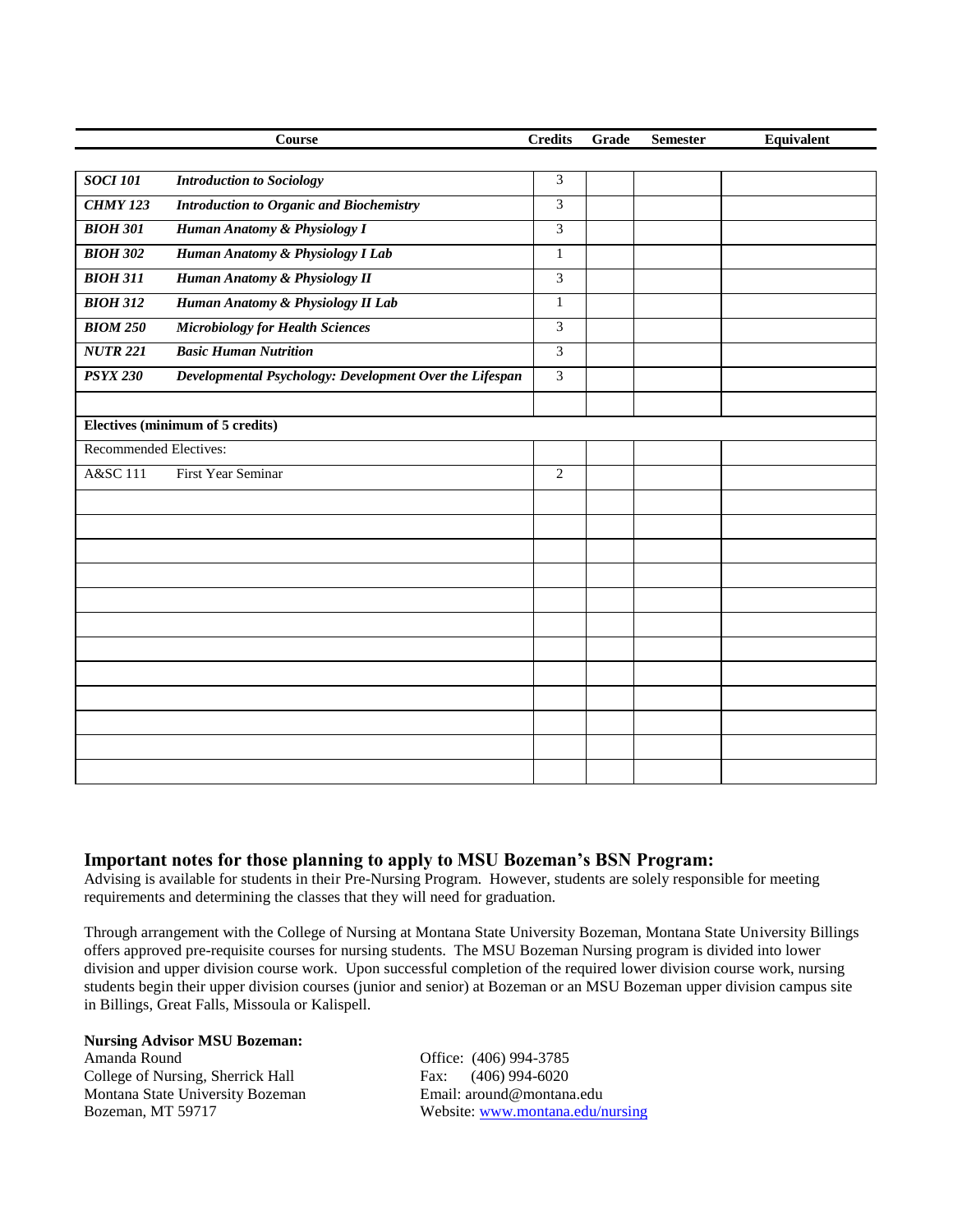| Course | | Credits | Grade | Semester | Equivalent |
|---|---|---|---|---|---|
| ***SOCI 101*** | ***Introduction to Sociology*** | 3 | | | |
| ***CHMY 123*** | ***Introduction to Organic and Biochemistry*** | 3 | | | |
| ***BIOH 301*** | ***Human Anatomy & Physiology I*** | 3 | | | |
| ***BIOH 302*** | ***Human Anatomy & Physiology I Lab*** | 1 | | | |
| ***BIOH 311*** | ***Human Anatomy & Physiology II*** | 3 | | | |
| ***BIOH 312*** | ***Human Anatomy & Physiology II Lab*** | 1 | | | |
| ***BIOM 250*** | ***Microbiology for Health Sciences*** | 3 | | | |
| ***NUTR 221*** | ***Basic Human Nutrition*** | 3 | | | |
| ***PSYX 230*** | ***Developmental Psychology: Development Over the Lifespan*** | 3 | | | |
| | | | | | |
| **Electives (minimum of 5 credits)** | | | | | |
| Recommended Electives: | | | | | |
| A&SC 111 | First Year Seminar | 2 | | | |
| | | | | | |
| | | | | | |
| | | | | | |
| | | | | | |
| | | | | | |
| | | | | | |
| | | | | | |
| | | | | | |
| | | | | | |
| | | | | | |
| | | | | | |
| | | | | | |

## Important notes for those planning to apply to MSU Bozeman's BSN Program:

Advising is available for students in their Pre-Nursing Program. However, students are solely responsible for meeting requirements and determining the classes that they will need for graduation.

Through arrangement with the College of Nursing at Montana State University Bozeman, Montana State University Billings offers approved pre-requisite courses for nursing students. The MSU Bozeman Nursing program is divided into lower division and upper division course work. Upon successful completion of the required lower division course work, nursing students begin their upper division courses (junior and senior) at Bozeman or an MSU Bozeman upper division campus site in Billings, Great Falls, Missoula or Kalispell.

**Nursing Advisor MSU Bozeman:**

Amanda Round
College of Nursing, Sherrick Hall
Montana State University Bozeman
Bozeman, MT 59717

Office: (406) 994-3785
Fax: (406) 994-6020
Email: around@montana.edu
Website: www.montana.edu/nursing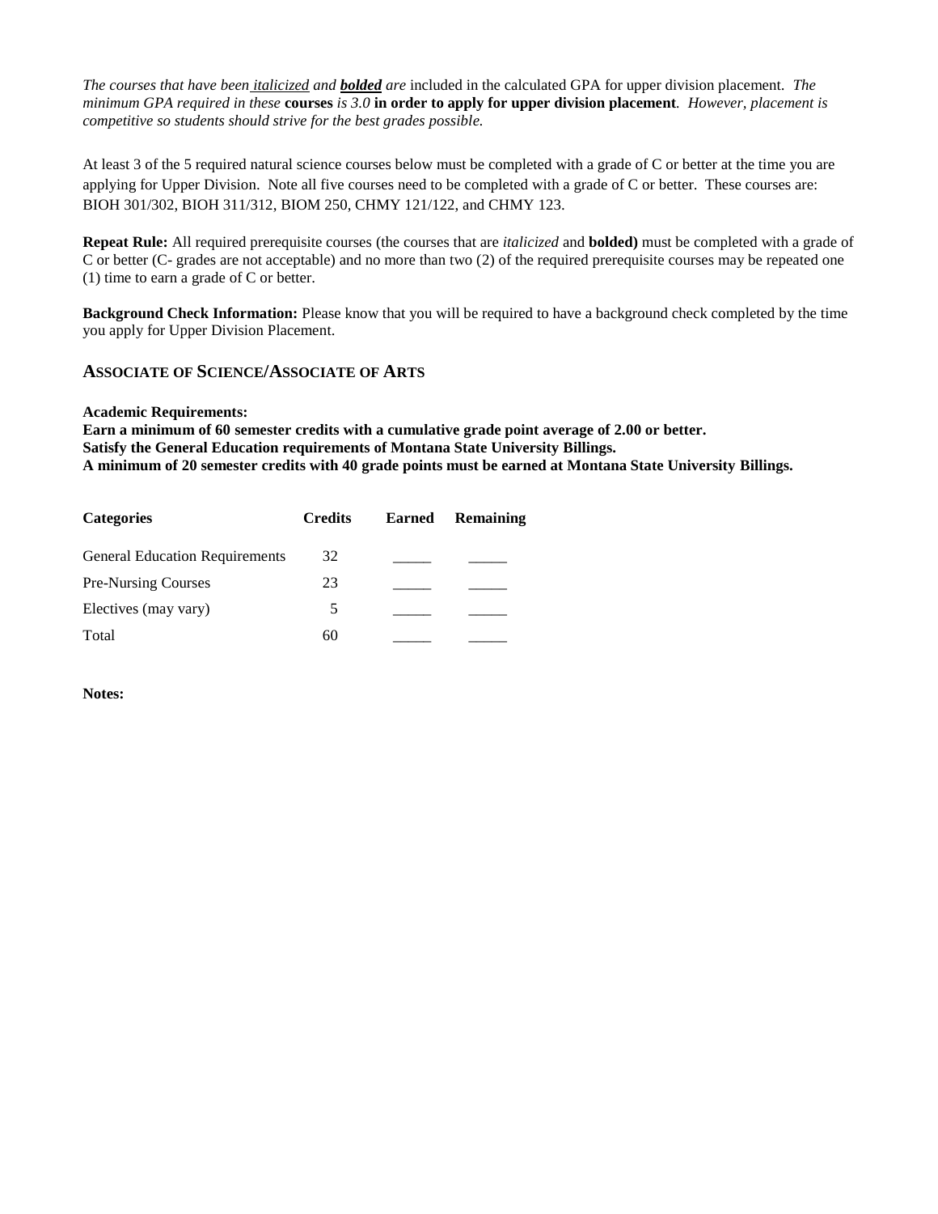*The courses that have been <u>italicized</u> and **<u>bolded</u>** are* included in the calculated GPA for upper division placement. *The minimum GPA required in these* **courses** *is 3.0* **in order to apply for upper division placement**. *However, placement is competitive so students should strive for the best grades possible.*

At least 3 of the 5 required natural science courses below must be completed with a grade of C or better at the time you are applying for Upper Division. Note all five courses need to be completed with a grade of C or better. These courses are: BIOH 301/302, BIOH 311/312, BIOM 250, CHMY 121/122, and CHMY 123.

**Repeat Rule:** All required prerequisite courses (the courses that are *italicized* and **bolded)** must be completed with a grade of C or better (C- grades are not acceptable) and no more than two (2) of the required prerequisite courses may be repeated one (1) time to earn a grade of C or better.

**Background Check Information:** Please know that you will be required to have a background check completed by the time you apply for Upper Division Placement.

## ASSOCIATE OF SCIENCE/ASSOCIATE OF ARTS

**Academic Requirements:**
**Earn a minimum of 60 semester credits with a cumulative grade point average of 2.00 or better.**
**Satisfy the General Education requirements of Montana State University Billings.**
**A minimum of 20 semester credits with 40 grade points must be earned at Montana State University Billings.**

| Categories | Credits | Earned | Remaining |
|---|---|---|---|
| General Education Requirements | 32 | _____ | _____ |
| Pre-Nursing Courses | 23 | _____ | _____ |
| Electives (may vary) | 5 | _____ | _____ |
| Total | 60 | _____ | _____ |

**Notes:**